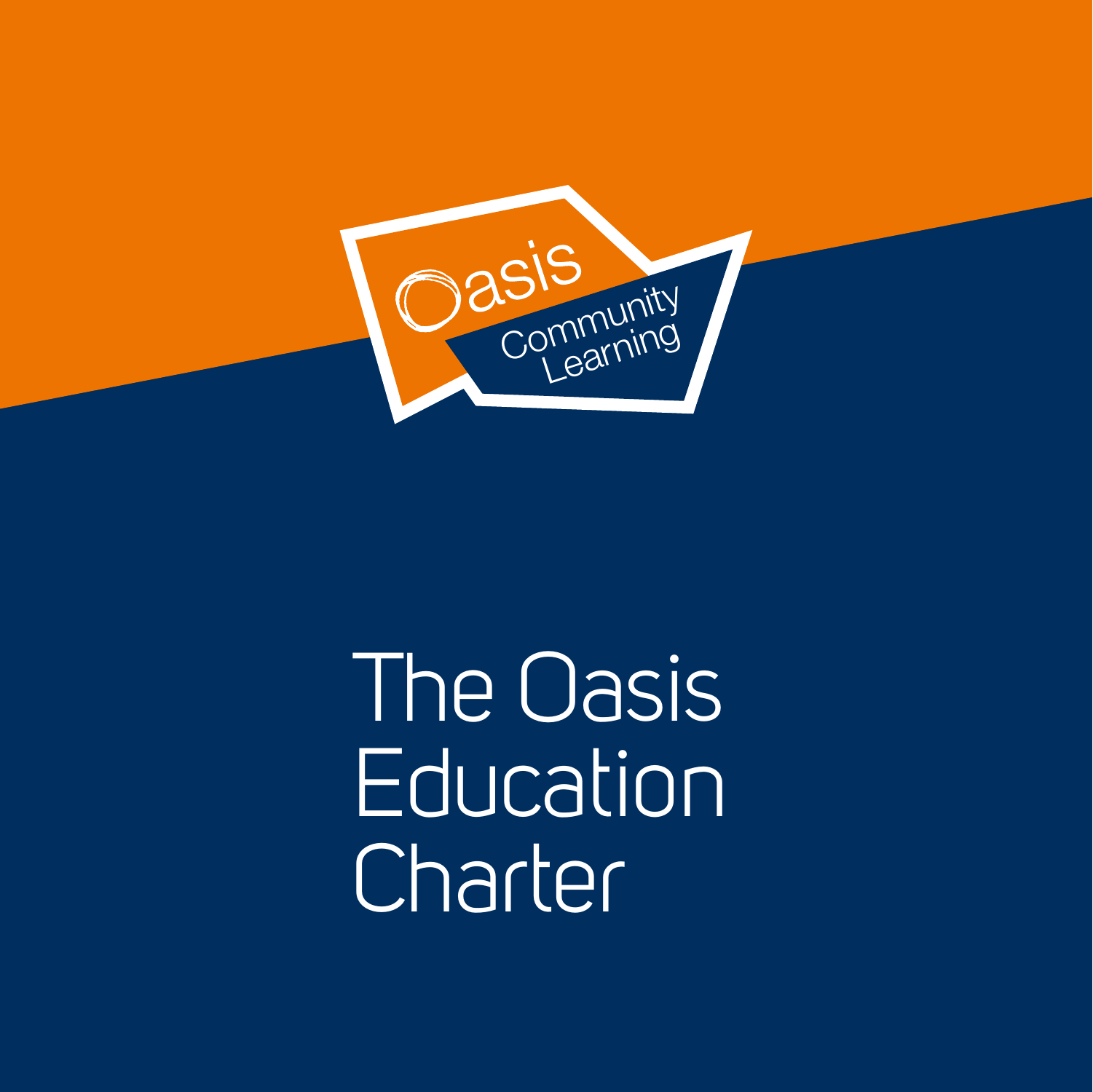Oasis Community Learning

# The Oasis Education Charter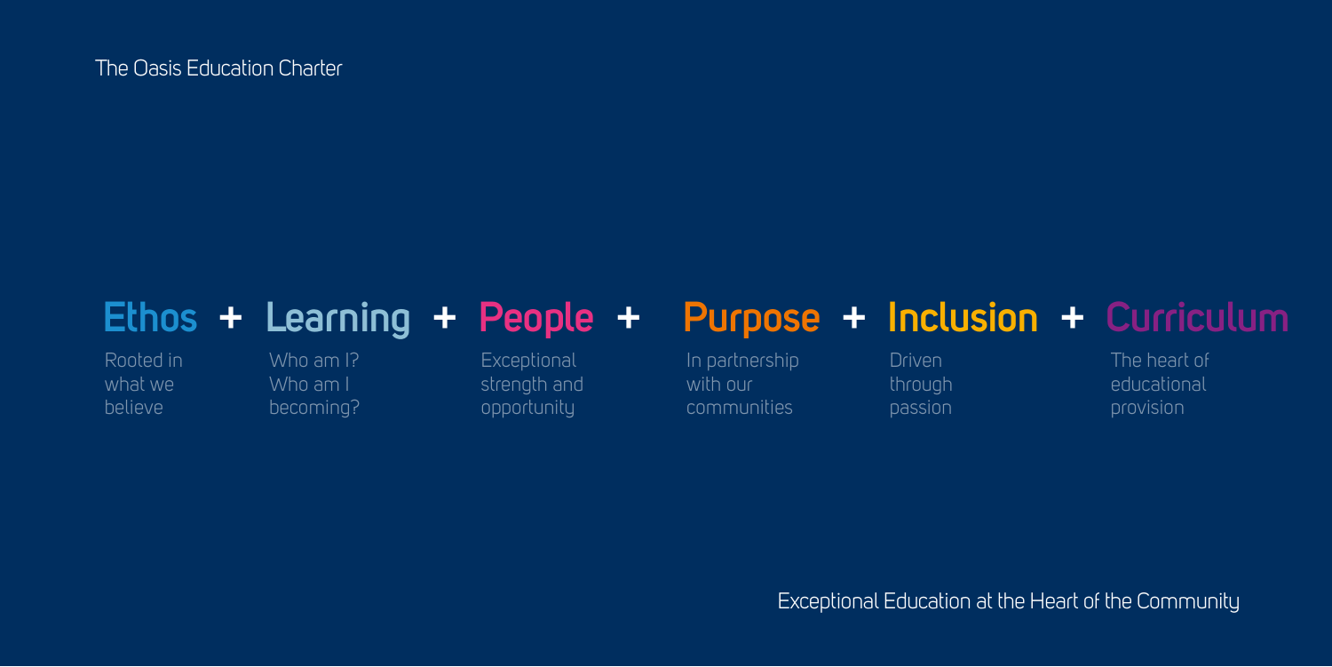The Oasis Education Charter

**Ethos + Learning + People + Purpose + Inclusion + Curriculum**

| Ethos | Learning | People | Purpose | Inclusion | Curriculum |
|---|---|---|---|---|---|
| Rooted in what we believe | Who am I? Who am I becoming? | Exceptional strength and opportunity | In partnership with our communities | Driven through passion | The heart of educational provision |

Exceptional Education at the Heart of the Community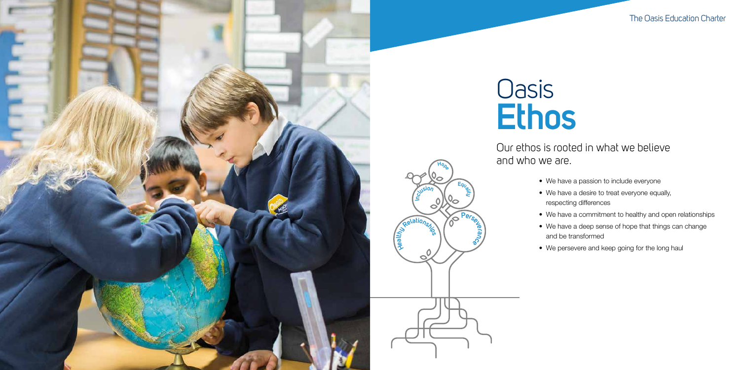# Oasis **Ethos**

Our ethos is rooted in what we believe and who we are.

- We have a passion to include everyone
- We have a desire to treat everyone equally, respecting differences
- We have a commitment to healthy and open relationships
- We have a deep sense of hope that things can change and be transformed
- We persevere and keep going for the long haul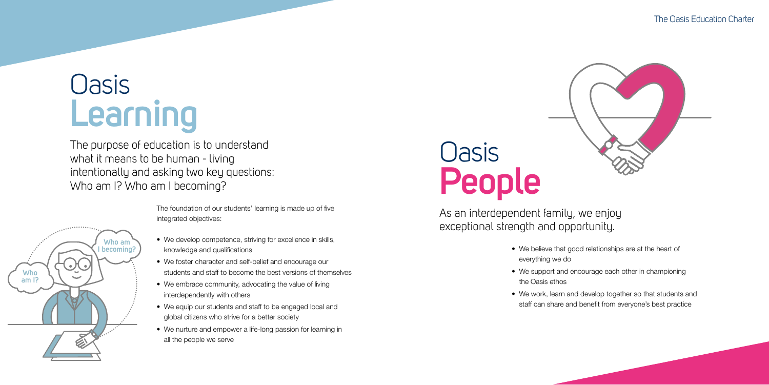# Oasis **Learning**

The purpose of education is to understand what it means to be human - living intentionally and asking two key questions: Who am I? Who am I becoming?

The foundation of our students' learning is made up of five integrated objectives:

- We develop competence, striving for excellence in skills, knowledge and qualifications
- We foster character and self-belief and encourage our students and staff to become the best versions of themselves
- We embrace community, advocating the value of living interdependently with others
- We equip our students and staff to be engaged local and global citizens who strive for a better society
- We nurture and empower a life-long passion for learning in all the people we serve

# Oasis **People**

As an interdependent family, we enjoy exceptional strength and opportunity.

- We believe that good relationships are at the heart of everything we do
- We support and encourage each other in championing the Oasis ethos
- We work, learn and develop together so that students and staff can share and benefit from everyone's best practice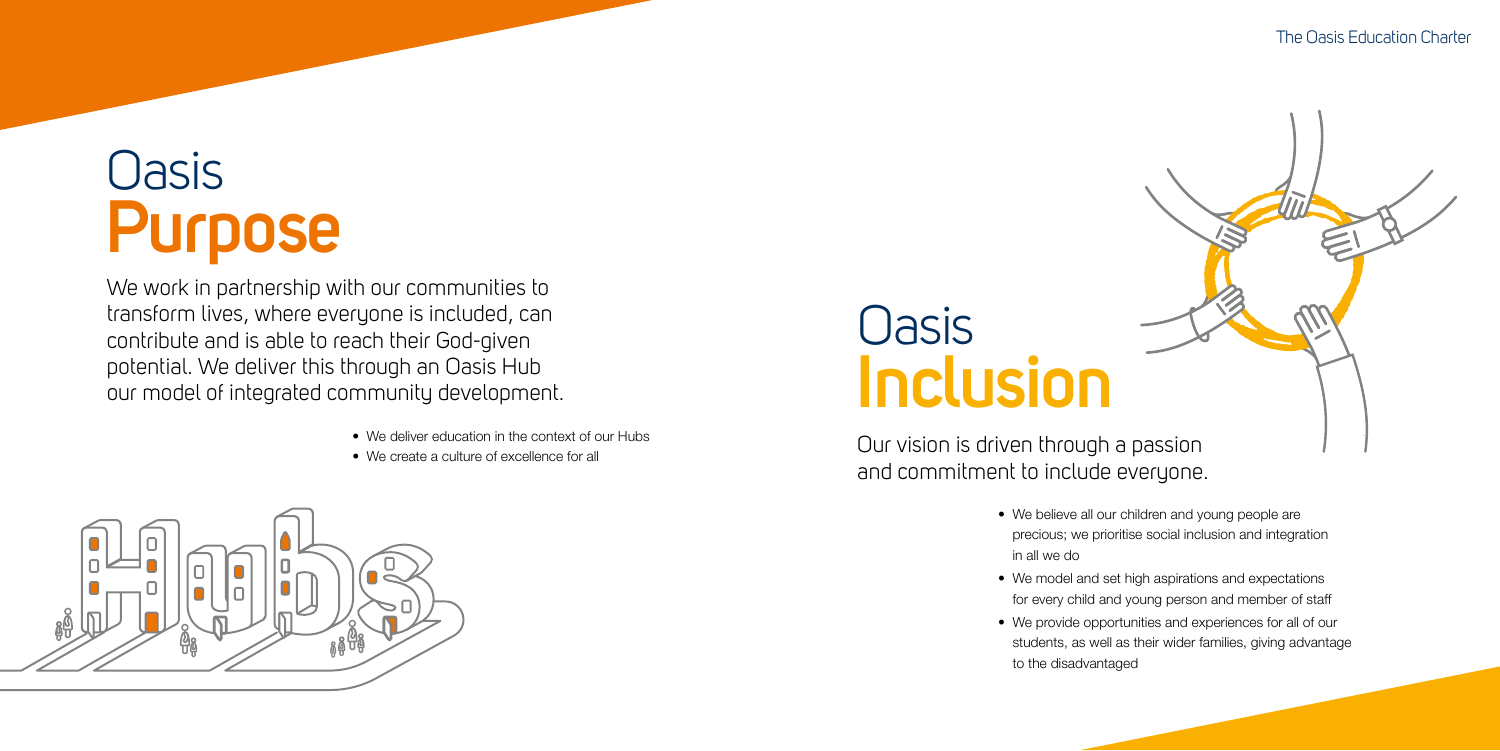# Oasis **Purpose**

We work in partnership with our communities to transform lives, where everyone is included, can contribute and is able to reach their God-given potential. We deliver this through an Oasis Hub our model of integrated community development.

- We deliver education in the context of our Hubs
- We create a culture of excellence for all

# Oasis **Inclusion**

Our vision is driven through a passion and commitment to include everyone.

- We believe all our children and young people are precious; we prioritise social inclusion and integration in all we do
- We model and set high aspirations and expectations for every child and young person and member of staff
- We provide opportunities and experiences for all of our students, as well as their wider families, giving advantage to the disadvantaged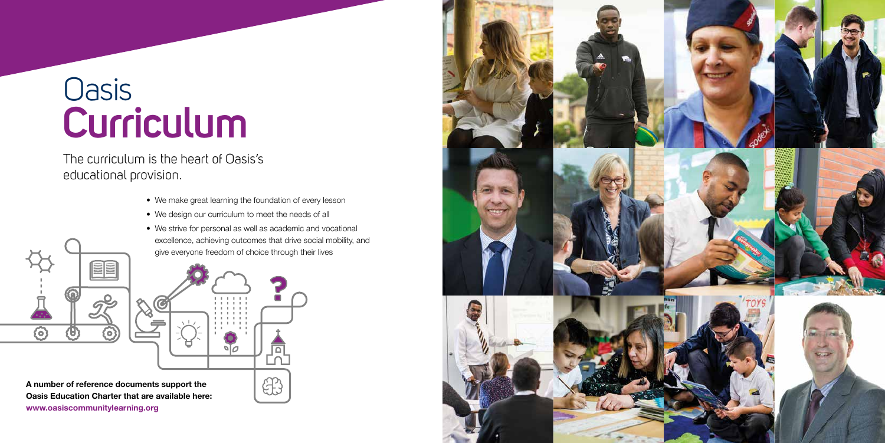# Oasis **Curriculum**

The curriculum is the heart of Oasis's educational provision.

- We make great learning the foundation of every lesson
- We design our curriculum to meet the needs of all
- We strive for personal as well as academic and vocational excellence, achieving outcomes that drive social mobility, and give everyone freedom of choice through their lives

**A number of reference documents support the Oasis Education Charter that are available here:**
**www.oasiscommunitylearning.org**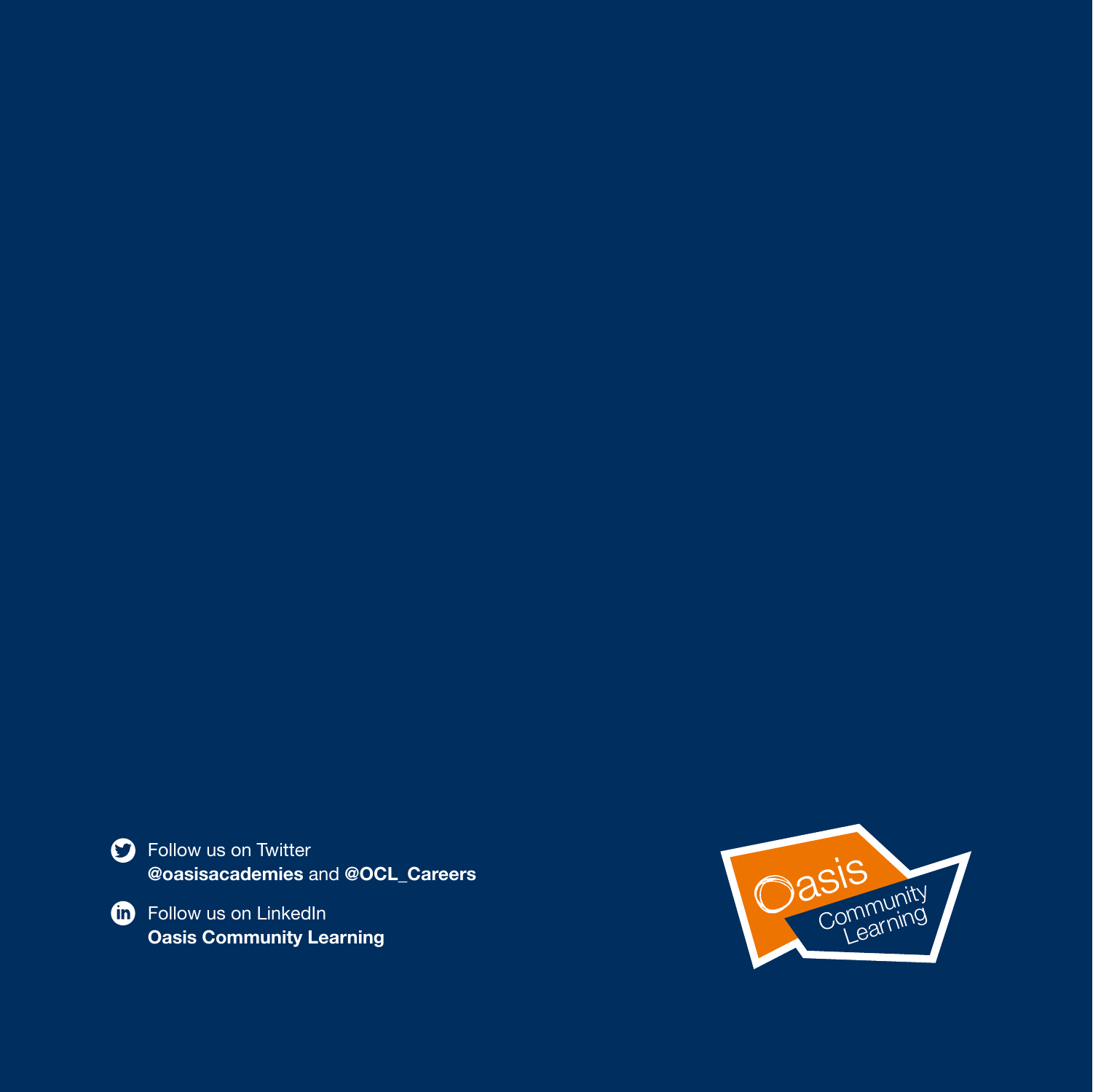Follow us on Twitter
**@oasisacademies** and **@OCL_Careers**

Follow us on LinkedIn
**Oasis Community Learning**

Oasis Community Learning